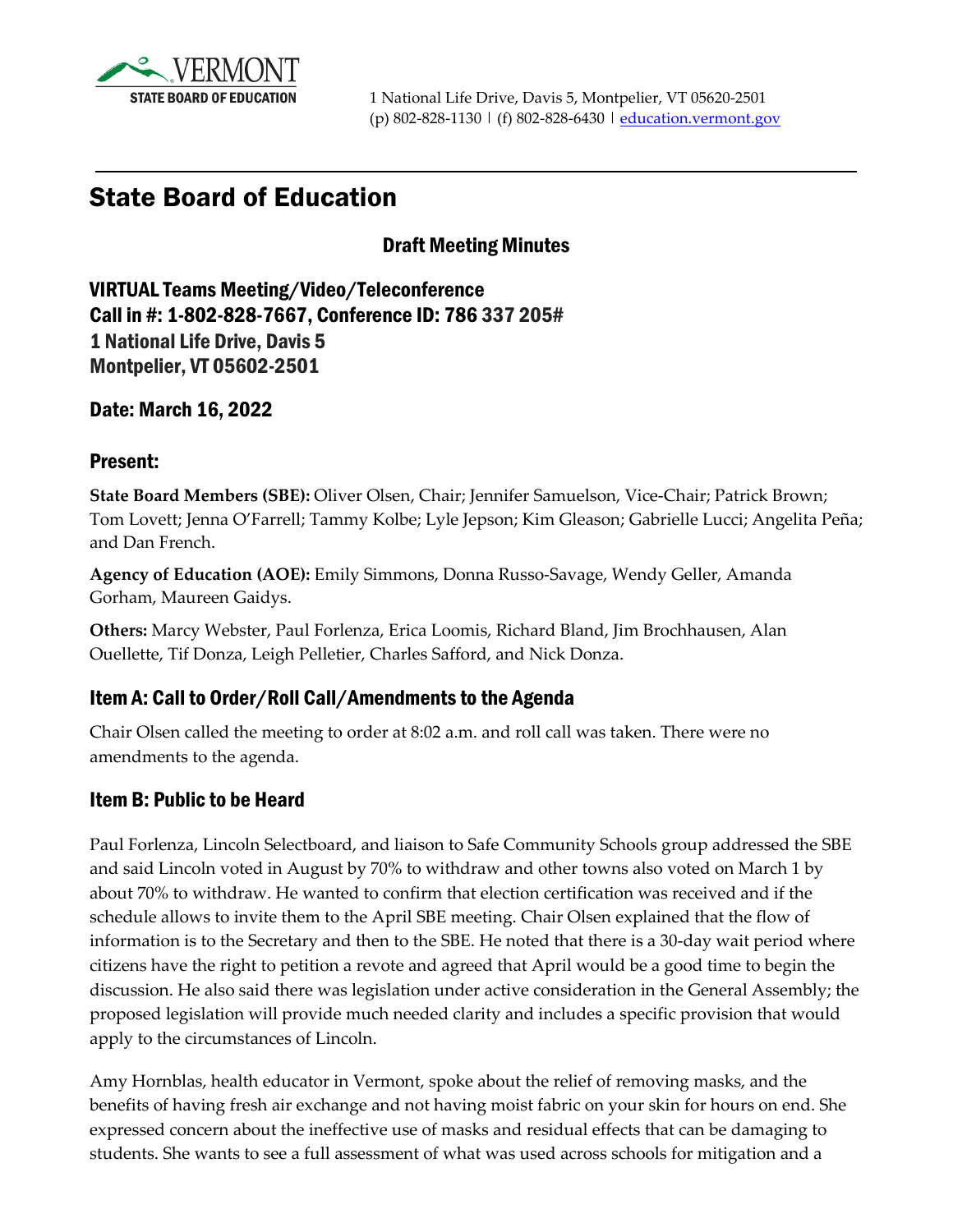VERMONT
STATE BOARD OF EDUCATION

1 National Life Drive, Davis 5, Montpelier, VT 05620-2501
(p) 802-828-1130 | (f) 802-828-6430 | education.vermont.gov

# State Board of Education

## Draft Meeting Minutes

**VIRTUAL Teams Meeting/Video/Teleconference**
**Call in #: 1-802-828-7667, Conference ID: 786 337 205#**
**1 National Life Drive, Davis 5**
**Montpelier, VT 05602-2501**

**Date: March 16, 2022**

## Present:

**State Board Members (SBE):** Oliver Olsen, Chair; Jennifer Samuelson, Vice-Chair; Patrick Brown; Tom Lovett; Jenna O'Farrell; Tammy Kolbe; Lyle Jepson; Kim Gleason; Gabrielle Lucci; Angelita Peña; and Dan French.

**Agency of Education (AOE):** Emily Simmons, Donna Russo-Savage, Wendy Geller, Amanda Gorham, Maureen Gaidys.

**Others:** Marcy Webster, Paul Forlenza, Erica Loomis, Richard Bland, Jim Brochhausen, Alan Ouellette, Tif Donza, Leigh Pelletier, Charles Safford, and Nick Donza.

## Item A: Call to Order/Roll Call/Amendments to the Agenda

Chair Olsen called the meeting to order at 8:02 a.m. and roll call was taken. There were no amendments to the agenda.

## Item B: Public to be Heard

Paul Forlenza, Lincoln Selectboard, and liaison to Safe Community Schools group addressed the SBE and said Lincoln voted in August by 70% to withdraw and other towns also voted on March 1 by about 70% to withdraw. He wanted to confirm that election certification was received and if the schedule allows to invite them to the April SBE meeting. Chair Olsen explained that the flow of information is to the Secretary and then to the SBE. He noted that there is a 30-day wait period where citizens have the right to petition a revote and agreed that April would be a good time to begin the discussion. He also said there was legislation under active consideration in the General Assembly; the proposed legislation will provide much needed clarity and includes a specific provision that would apply to the circumstances of Lincoln.

Amy Hornblas, health educator in Vermont, spoke about the relief of removing masks, and the benefits of having fresh air exchange and not having moist fabric on your skin for hours on end. She expressed concern about the ineffective use of masks and residual effects that can be damaging to students. She wants to see a full assessment of what was used across schools for mitigation and a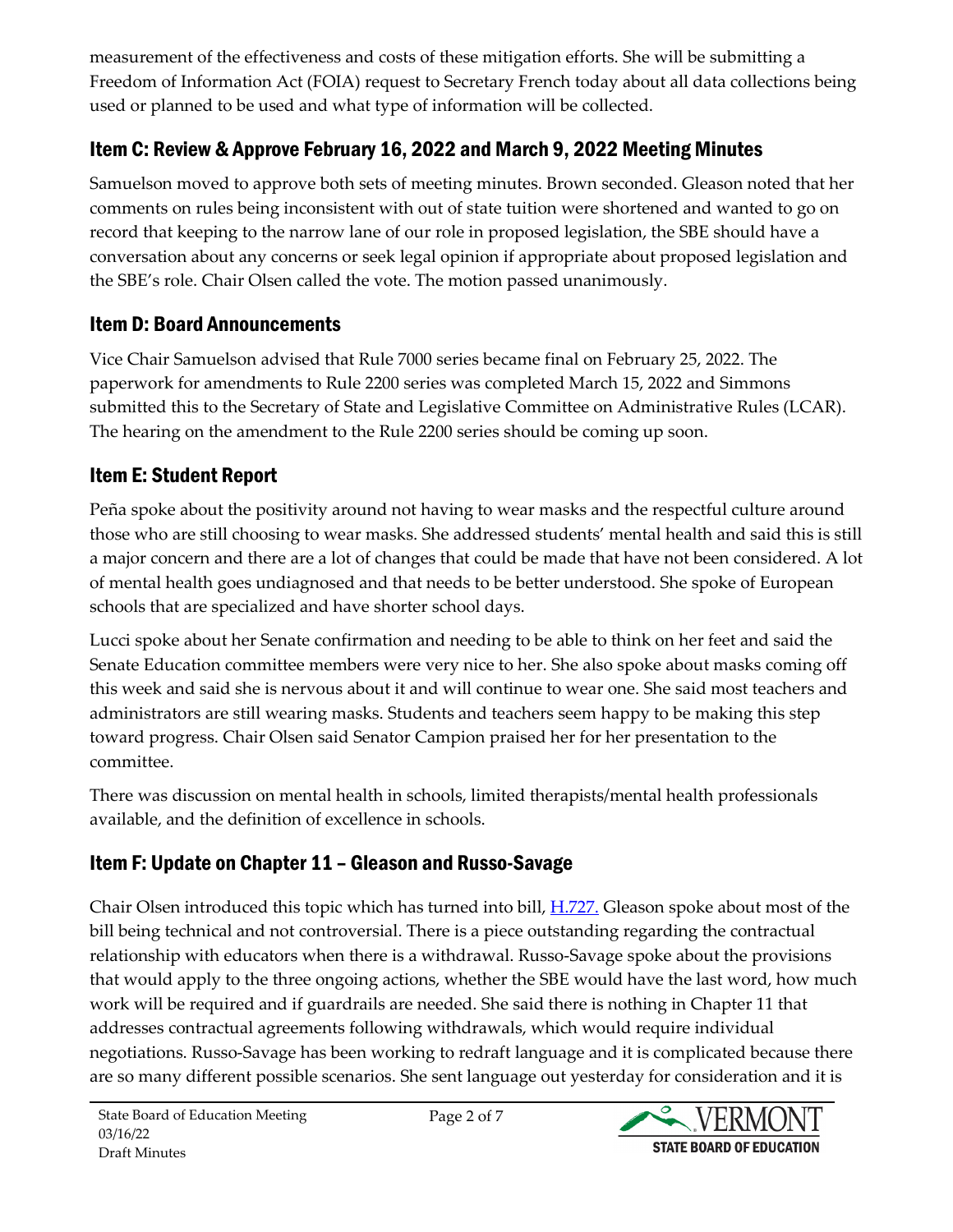measurement of the effectiveness and costs of these mitigation efforts. She will be submitting a Freedom of Information Act (FOIA) request to Secretary French today about all data collections being used or planned to be used and what type of information will be collected.

## Item C: Review & Approve February 16, 2022 and March 9, 2022 Meeting Minutes

Samuelson moved to approve both sets of meeting minutes. Brown seconded. Gleason noted that her comments on rules being inconsistent with out of state tuition were shortened and wanted to go on record that keeping to the narrow lane of our role in proposed legislation, the SBE should have a conversation about any concerns or seek legal opinion if appropriate about proposed legislation and the SBE's role. Chair Olsen called the vote. The motion passed unanimously.

## Item D: Board Announcements

Vice Chair Samuelson advised that Rule 7000 series became final on February 25, 2022. The paperwork for amendments to Rule 2200 series was completed March 15, 2022 and Simmons submitted this to the Secretary of State and Legislative Committee on Administrative Rules (LCAR). The hearing on the amendment to the Rule 2200 series should be coming up soon.

## Item E: Student Report

Peña spoke about the positivity around not having to wear masks and the respectful culture around those who are still choosing to wear masks. She addressed students' mental health and said this is still a major concern and there are a lot of changes that could be made that have not been considered. A lot of mental health goes undiagnosed and that needs to be better understood. She spoke of European schools that are specialized and have shorter school days.

Lucci spoke about her Senate confirmation and needing to be able to think on her feet and said the Senate Education committee members were very nice to her. She also spoke about masks coming off this week and said she is nervous about it and will continue to wear one. She said most teachers and administrators are still wearing masks. Students and teachers seem happy to be making this step toward progress. Chair Olsen said Senator Campion praised her for her presentation to the committee.

There was discussion on mental health in schools, limited therapists/mental health professionals available, and the definition of excellence in schools.

## Item F: Update on Chapter 11 – Gleason and Russo-Savage

Chair Olsen introduced this topic which has turned into bill, H.727. Gleason spoke about most of the bill being technical and not controversial. There is a piece outstanding regarding the contractual relationship with educators when there is a withdrawal. Russo-Savage spoke about the provisions that would apply to the three ongoing actions, whether the SBE would have the last word, how much work will be required and if guardrails are needed. She said there is nothing in Chapter 11 that addresses contractual agreements following withdrawals, which would require individual negotiations. Russo-Savage has been working to redraft language and it is complicated because there are so many different possible scenarios. She sent language out yesterday for consideration and it is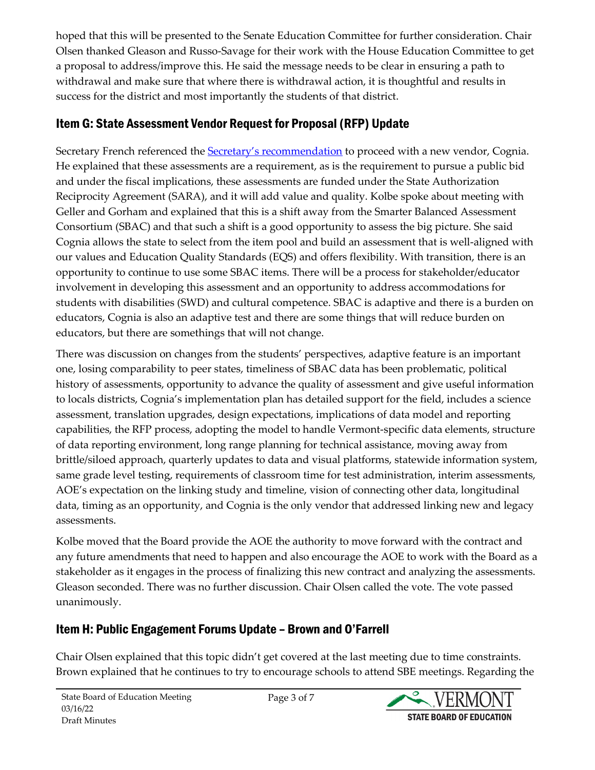hoped that this will be presented to the Senate Education Committee for further consideration. Chair Olsen thanked Gleason and Russo-Savage for their work with the House Education Committee to get a proposal to address/improve this. He said the message needs to be clear in ensuring a path to withdrawal and make sure that where there is withdrawal action, it is thoughtful and results in success for the district and most importantly the students of that district.

## Item G: State Assessment Vendor Request for Proposal (RFP) Update

Secretary French referenced the Secretary's recommendation to proceed with a new vendor, Cognia. He explained that these assessments are a requirement, as is the requirement to pursue a public bid and under the fiscal implications, these assessments are funded under the State Authorization Reciprocity Agreement (SARA), and it will add value and quality. Kolbe spoke about meeting with Geller and Gorham and explained that this is a shift away from the Smarter Balanced Assessment Consortium (SBAC) and that such a shift is a good opportunity to assess the big picture. She said Cognia allows the state to select from the item pool and build an assessment that is well-aligned with our values and Education Quality Standards (EQS) and offers flexibility. With transition, there is an opportunity to continue to use some SBAC items. There will be a process for stakeholder/educator involvement in developing this assessment and an opportunity to address accommodations for students with disabilities (SWD) and cultural competence. SBAC is adaptive and there is a burden on educators, Cognia is also an adaptive test and there are some things that will reduce burden on educators, but there are somethings that will not change.

There was discussion on changes from the students' perspectives, adaptive feature is an important one, losing comparability to peer states, timeliness of SBAC data has been problematic, political history of assessments, opportunity to advance the quality of assessment and give useful information to locals districts, Cognia's implementation plan has detailed support for the field, includes a science assessment, translation upgrades, design expectations, implications of data model and reporting capabilities, the RFP process, adopting the model to handle Vermont-specific data elements, structure of data reporting environment, long range planning for technical assistance, moving away from brittle/siloed approach, quarterly updates to data and visual platforms, statewide information system, same grade level testing, requirements of classroom time for test administration, interim assessments, AOE's expectation on the linking study and timeline, vision of connecting other data, longitudinal data, timing as an opportunity, and Cognia is the only vendor that addressed linking new and legacy assessments.

Kolbe moved that the Board provide the AOE the authority to move forward with the contract and any future amendments that need to happen and also encourage the AOE to work with the Board as a stakeholder as it engages in the process of finalizing this new contract and analyzing the assessments. Gleason seconded. There was no further discussion. Chair Olsen called the vote. The vote passed unanimously.

## Item H: Public Engagement Forums Update – Brown and O'Farrell

Chair Olsen explained that this topic didn't get covered at the last meeting due to time constraints. Brown explained that he continues to try to encourage schools to attend SBE meetings. Regarding the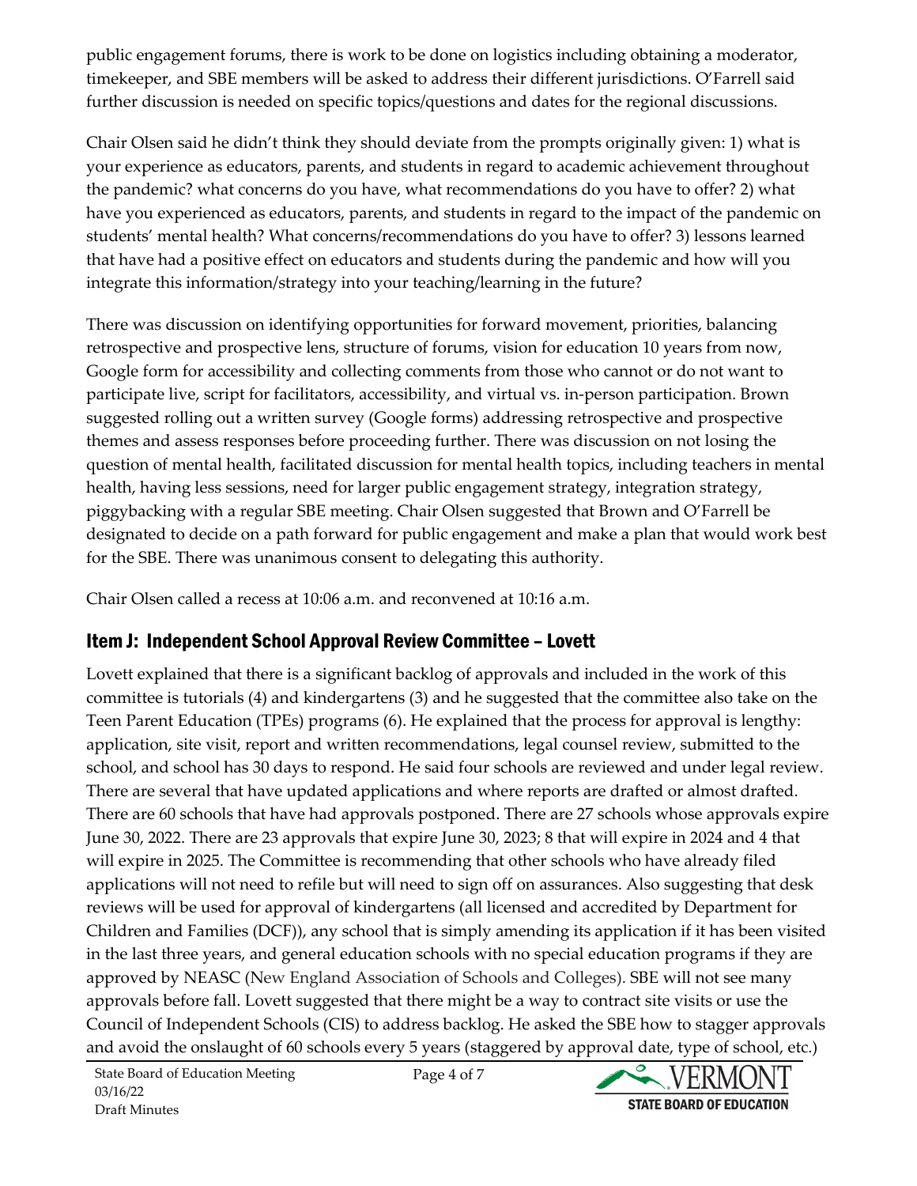public engagement forums, there is work to be done on logistics including obtaining a moderator, timekeeper, and SBE members will be asked to address their different jurisdictions. O'Farrell said further discussion is needed on specific topics/questions and dates for the regional discussions.

Chair Olsen said he didn't think they should deviate from the prompts originally given: 1) what is your experience as educators, parents, and students in regard to academic achievement throughout the pandemic? what concerns do you have, what recommendations do you have to offer? 2) what have you experienced as educators, parents, and students in regard to the impact of the pandemic on students' mental health? What concerns/recommendations do you have to offer? 3) lessons learned that have had a positive effect on educators and students during the pandemic and how will you integrate this information/strategy into your teaching/learning in the future?

There was discussion on identifying opportunities for forward movement, priorities, balancing retrospective and prospective lens, structure of forums, vision for education 10 years from now, Google form for accessibility and collecting comments from those who cannot or do not want to participate live, script for facilitators, accessibility, and virtual vs. in-person participation. Brown suggested rolling out a written survey (Google forms) addressing retrospective and prospective themes and assess responses before proceeding further. There was discussion on not losing the question of mental health, facilitated discussion for mental health topics, including teachers in mental health, having less sessions, need for larger public engagement strategy, integration strategy, piggybacking with a regular SBE meeting. Chair Olsen suggested that Brown and O'Farrell be designated to decide on a path forward for public engagement and make a plan that would work best for the SBE. There was unanimous consent to delegating this authority.

Chair Olsen called a recess at 10:06 a.m. and reconvened at 10:16 a.m.

## Item J: Independent School Approval Review Committee – Lovett

Lovett explained that there is a significant backlog of approvals and included in the work of this committee is tutorials (4) and kindergartens (3) and he suggested that the committee also take on the Teen Parent Education (TPEs) programs (6). He explained that the process for approval is lengthy: application, site visit, report and written recommendations, legal counsel review, submitted to the school, and school has 30 days to respond. He said four schools are reviewed and under legal review. There are several that have updated applications and where reports are drafted or almost drafted. There are 60 schools that have had approvals postponed. There are 27 schools whose approvals expire June 30, 2022. There are 23 approvals that expire June 30, 2023; 8 that will expire in 2024 and 4 that will expire in 2025. The Committee is recommending that other schools who have already filed applications will not need to refile but will need to sign off on assurances. Also suggesting that desk reviews will be used for approval of kindergartens (all licensed and accredited by Department for Children and Families (DCF)), any school that is simply amending its application if it has been visited in the last three years, and general education schools with no special education programs if they are approved by NEASC (New England Association of Schools and Colleges). SBE will not see many approvals before fall. Lovett suggested that there might be a way to contract site visits or use the Council of Independent Schools (CIS) to address backlog. He asked the SBE how to stagger approvals and avoid the onslaught of 60 schools every 5 years (staggered by approval date, type of school, etc.)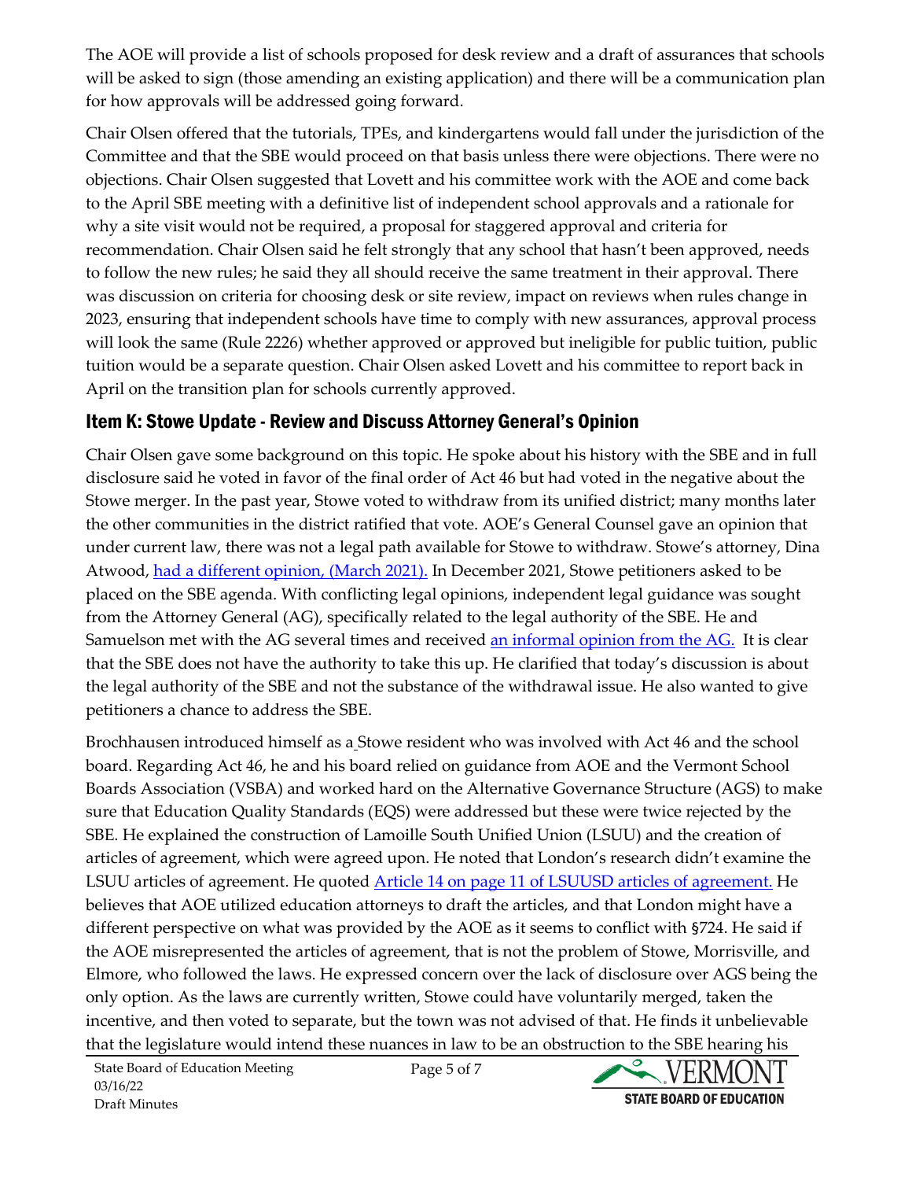The AOE will provide a list of schools proposed for desk review and a draft of assurances that schools will be asked to sign (those amending an existing application) and there will be a communication plan for how approvals will be addressed going forward.

Chair Olsen offered that the tutorials, TPEs, and kindergartens would fall under the jurisdiction of the Committee and that the SBE would proceed on that basis unless there were objections. There were no objections. Chair Olsen suggested that Lovett and his committee work with the AOE and come back to the April SBE meeting with a definitive list of independent school approvals and a rationale for why a site visit would not be required, a proposal for staggered approval and criteria for recommendation. Chair Olsen said he felt strongly that any school that hasn't been approved, needs to follow the new rules; he said they all should receive the same treatment in their approval. There was discussion on criteria for choosing desk or site review, impact on reviews when rules change in 2023, ensuring that independent schools have time to comply with new assurances, approval process will look the same (Rule 2226) whether approved or approved but ineligible for public tuition, public tuition would be a separate question. Chair Olsen asked Lovett and his committee to report back in April on the transition plan for schools currently approved.

## Item K: Stowe Update - Review and Discuss Attorney General's Opinion

Chair Olsen gave some background on this topic. He spoke about his history with the SBE and in full disclosure said he voted in favor of the final order of Act 46 but had voted in the negative about the Stowe merger. In the past year, Stowe voted to withdraw from its unified district; many months later the other communities in the district ratified that vote. AOE's General Counsel gave an opinion that under current law, there was not a legal path available for Stowe to withdraw. Stowe's attorney, Dina Atwood, had a different opinion, (March 2021). In December 2021, Stowe petitioners asked to be placed on the SBE agenda. With conflicting legal opinions, independent legal guidance was sought from the Attorney General (AG), specifically related to the legal authority of the SBE. He and Samuelson met with the AG several times and received an informal opinion from the AG. It is clear that the SBE does not have the authority to take this up. He clarified that today's discussion is about the legal authority of the SBE and not the substance of the withdrawal issue. He also wanted to give petitioners a chance to address the SBE.

Brochhausen introduced himself as a Stowe resident who was involved with Act 46 and the school board. Regarding Act 46, he and his board relied on guidance from AOE and the Vermont School Boards Association (VSBA) and worked hard on the Alternative Governance Structure (AGS) to make sure that Education Quality Standards (EQS) were addressed but these were twice rejected by the SBE. He explained the construction of Lamoille South Unified Union (LSUU) and the creation of articles of agreement, which were agreed upon. He noted that London's research didn't examine the LSUU articles of agreement. He quoted Article 14 on page 11 of LSUUSD articles of agreement. He believes that AOE utilized education attorneys to draft the articles, and that London might have a different perspective on what was provided by the AOE as it seems to conflict with §724. He said if the AOE misrepresented the articles of agreement, that is not the problem of Stowe, Morrisville, and Elmore, who followed the laws. He expressed concern over the lack of disclosure over AGS being the only option. As the laws are currently written, Stowe could have voluntarily merged, taken the incentive, and then voted to separate, but the town was not advised of that. He finds it unbelievable that the legislature would intend these nuances in law to be an obstruction to the SBE hearing his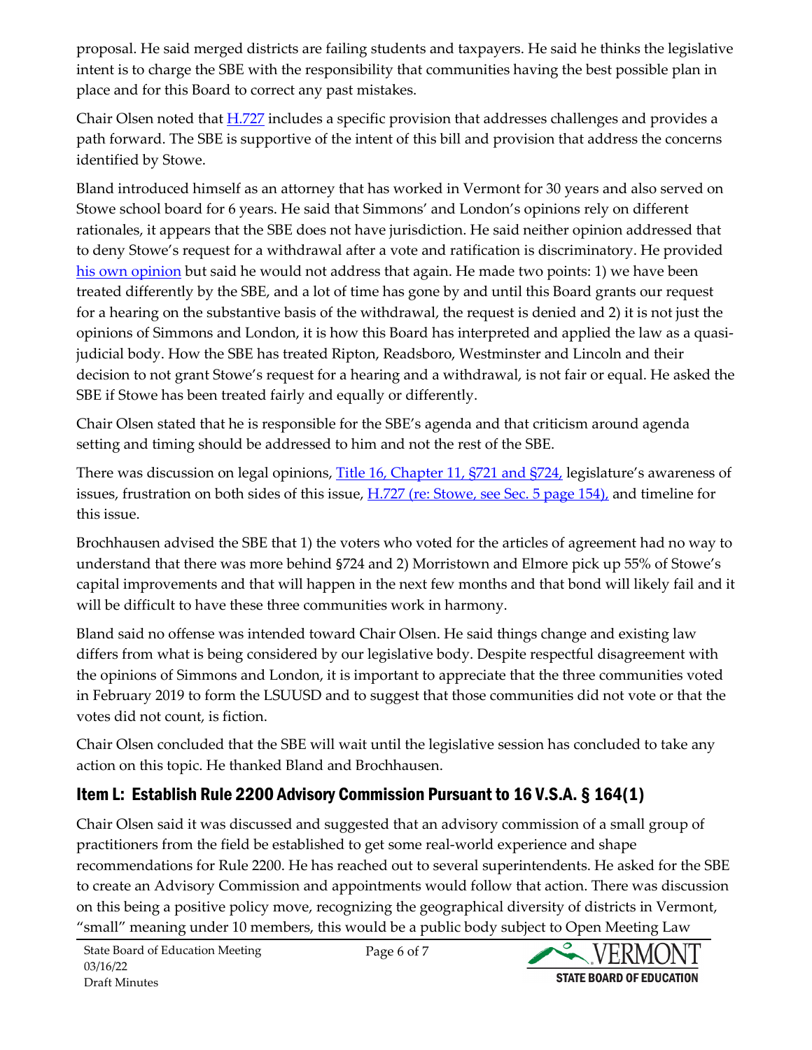proposal. He said merged districts are failing students and taxpayers. He said he thinks the legislative intent is to charge the SBE with the responsibility that communities having the best possible plan in place and for this Board to correct any past mistakes.

Chair Olsen noted that H.727 includes a specific provision that addresses challenges and provides a path forward. The SBE is supportive of the intent of this bill and provision that address the concerns identified by Stowe.

Bland introduced himself as an attorney that has worked in Vermont for 30 years and also served on Stowe school board for 6 years. He said that Simmons' and London's opinions rely on different rationales, it appears that the SBE does not have jurisdiction. He said neither opinion addressed that to deny Stowe's request for a withdrawal after a vote and ratification is discriminatory. He provided his own opinion but said he would not address that again. He made two points: 1) we have been treated differently by the SBE, and a lot of time has gone by and until this Board grants our request for a hearing on the substantive basis of the withdrawal, the request is denied and 2) it is not just the opinions of Simmons and London, it is how this Board has interpreted and applied the law as a quasi-judicial body. How the SBE has treated Ripton, Readsboro, Westminster and Lincoln and their decision to not grant Stowe's request for a hearing and a withdrawal, is not fair or equal. He asked the SBE if Stowe has been treated fairly and equally or differently.

Chair Olsen stated that he is responsible for the SBE's agenda and that criticism around agenda setting and timing should be addressed to him and not the rest of the SBE.

There was discussion on legal opinions, Title 16, Chapter 11, §721 and §724, legislature's awareness of issues, frustration on both sides of this issue, H.727 (re: Stowe, see Sec. 5 page 154), and timeline for this issue.

Brochhausen advised the SBE that 1) the voters who voted for the articles of agreement had no way to understand that there was more behind §724 and 2) Morristown and Elmore pick up 55% of Stowe's capital improvements and that will happen in the next few months and that bond will likely fail and it will be difficult to have these three communities work in harmony.

Bland said no offense was intended toward Chair Olsen. He said things change and existing law differs from what is being considered by our legislative body. Despite respectful disagreement with the opinions of Simmons and London, it is important to appreciate that the three communities voted in February 2019 to form the LSUUSD and to suggest that those communities did not vote or that the votes did not count, is fiction.

Chair Olsen concluded that the SBE will wait until the legislative session has concluded to take any action on this topic. He thanked Bland and Brochhausen.

## Item L: Establish Rule 2200 Advisory Commission Pursuant to 16 V.S.A. § 164(1)

Chair Olsen said it was discussed and suggested that an advisory commission of a small group of practitioners from the field be established to get some real-world experience and shape recommendations for Rule 2200. He has reached out to several superintendents. He asked for the SBE to create an Advisory Commission and appointments would follow that action. There was discussion on this being a positive policy move, recognizing the geographical diversity of districts in Vermont, "small" meaning under 10 members, this would be a public body subject to Open Meeting Law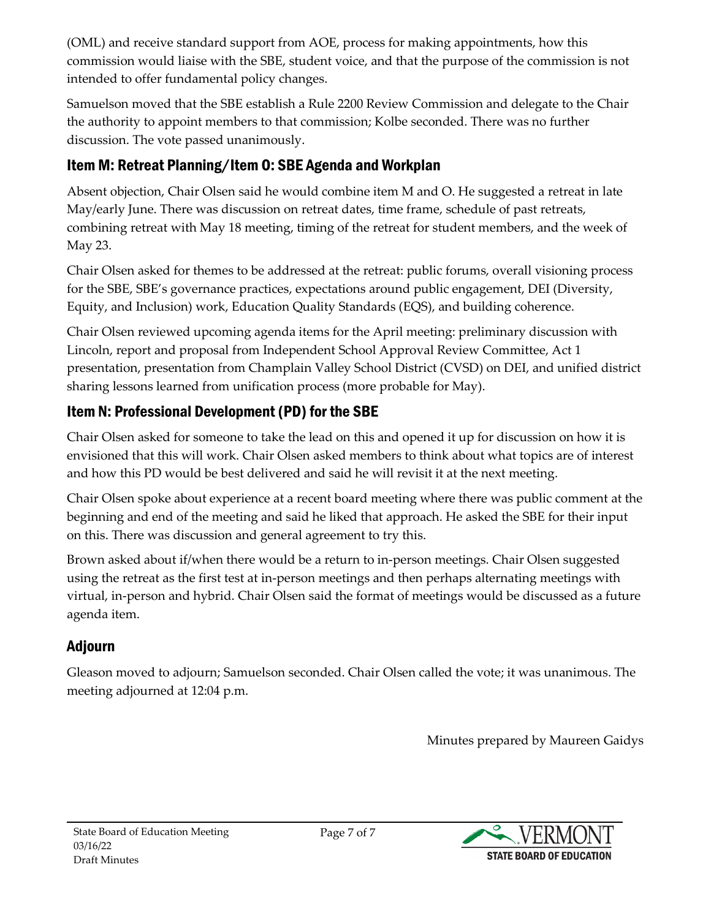(OML) and receive standard support from AOE, process for making appointments, how this commission would liaise with the SBE, student voice, and that the purpose of the commission is not intended to offer fundamental policy changes.

Samuelson moved that the SBE establish a Rule 2200 Review Commission and delegate to the Chair the authority to appoint members to that commission; Kolbe seconded. There was no further discussion. The vote passed unanimously.

## Item M: Retreat Planning/Item O: SBE Agenda and Workplan

Absent objection, Chair Olsen said he would combine item M and O. He suggested a retreat in late May/early June. There was discussion on retreat dates, time frame, schedule of past retreats, combining retreat with May 18 meeting, timing of the retreat for student members, and the week of May 23.

Chair Olsen asked for themes to be addressed at the retreat: public forums, overall visioning process for the SBE, SBE's governance practices, expectations around public engagement, DEI (Diversity, Equity, and Inclusion) work, Education Quality Standards (EQS), and building coherence.

Chair Olsen reviewed upcoming agenda items for the April meeting: preliminary discussion with Lincoln, report and proposal from Independent School Approval Review Committee, Act 1 presentation, presentation from Champlain Valley School District (CVSD) on DEI, and unified district sharing lessons learned from unification process (more probable for May).

## Item N: Professional Development (PD) for the SBE

Chair Olsen asked for someone to take the lead on this and opened it up for discussion on how it is envisioned that this will work. Chair Olsen asked members to think about what topics are of interest and how this PD would be best delivered and said he will revisit it at the next meeting.

Chair Olsen spoke about experience at a recent board meeting where there was public comment at the beginning and end of the meeting and said he liked that approach. He asked the SBE for their input on this. There was discussion and general agreement to try this.

Brown asked about if/when there would be a return to in-person meetings. Chair Olsen suggested using the retreat as the first test at in-person meetings and then perhaps alternating meetings with virtual, in-person and hybrid. Chair Olsen said the format of meetings would be discussed as a future agenda item.

## Adjourn

Gleason moved to adjourn; Samuelson seconded. Chair Olsen called the vote; it was unanimous. The meeting adjourned at 12:04 p.m.

Minutes prepared by Maureen Gaidys